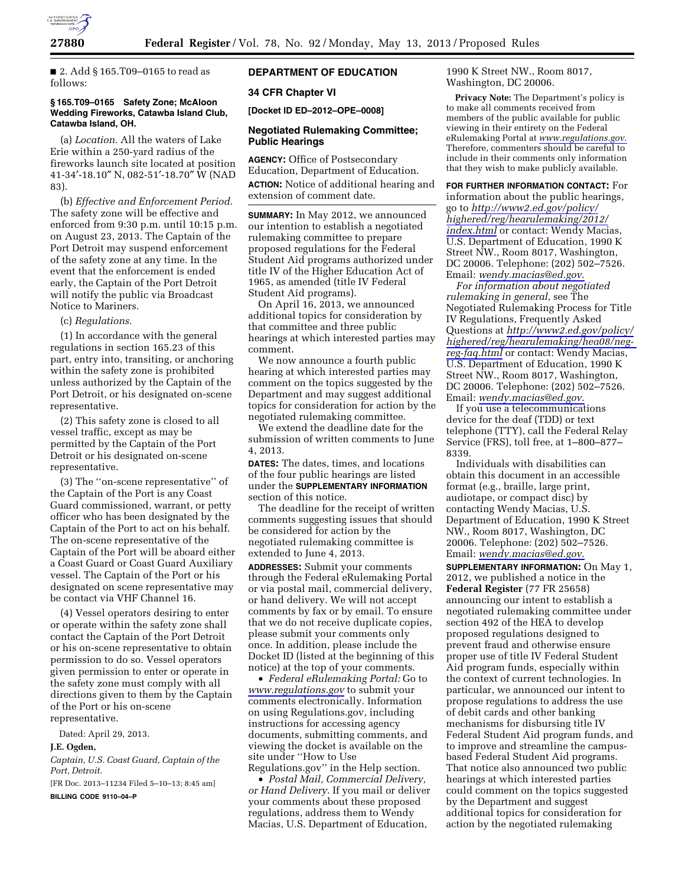■ 2. Add § 165.T09–0165 to read as follows:

**§ 165.T09–0165 Safety Zone; McAloon Wedding Fireworks, Catawba Island Club, Catawba Island, OH.**

(a) *Location.* All the waters of Lake Erie within a 250-yard radius of the fireworks launch site located at position 41-34′-18.10″ N, 082-51′-18.70″ W (NAD 83).

(b) *Effective and Enforcement Period.* The safety zone will be effective and enforced from 9:30 p.m. until 10:15 p.m. on August 23, 2013. The Captain of the Port Detroit may suspend enforcement of the safety zone at any time. In the event that the enforcement is ended early, the Captain of the Port Detroit will notify the public via Broadcast Notice to Mariners.

(c) *Regulations.*

(1) In accordance with the general regulations in section 165.23 of this part, entry into, transiting, or anchoring within the safety zone is prohibited unless authorized by the Captain of the Port Detroit, or his designated on-scene representative.

(2) This safety zone is closed to all vessel traffic, except as may be permitted by the Captain of the Port Detroit or his designated on-scene representative.

(3) The ''on-scene representative'' of the Captain of the Port is any Coast Guard commissioned, warrant, or petty officer who has been designated by the Captain of the Port to act on his behalf. The on-scene representative of the Captain of the Port will be aboard either a Coast Guard or Coast Guard Auxiliary vessel. The Captain of the Port or his designated on scene representative may be contact via VHF Channel 16.

(4) Vessel operators desiring to enter or operate within the safety zone shall contact the Captain of the Port Detroit or his on-scene representative to obtain permission to do so. Vessel operators given permission to enter or operate in the safety zone must comply with all directions given to them by the Captain of the Port or his on-scene representative.

Dated: April 29, 2013.

**J.E. Ogden,**

*Captain, U.S. Coast Guard, Captain of the Port, Detroit.*

[FR Doc. 2013–11234 Filed 5–10–13; 8:45 am]

**BILLING CODE 9110–04–P**

## DEPARTMENT OF EDUCATION

### 34 CFR Chapter VI

**[Docket ID ED–2012–OPE–0008]**

### Negotiated Rulemaking Committee; Public Hearings

**AGENCY:** Office of Postsecondary Education, Department of Education.

**ACTION:** Notice of additional hearing and extension of comment date.

**SUMMARY:** In May 2012, we announced our intention to establish a negotiated rulemaking committee to prepare proposed regulations for the Federal Student Aid programs authorized under title IV of the Higher Education Act of 1965, as amended (title IV Federal Student Aid programs).

On April 16, 2013, we announced additional topics for consideration by that committee and three public hearings at which interested parties may comment.

We now announce a fourth public hearing at which interested parties may comment on the topics suggested by the Department and may suggest additional topics for consideration for action by the negotiated rulemaking committee.

We extend the deadline date for the submission of written comments to June 4, 2013.

**DATES:** The dates, times, and locations of the four public hearings are listed under the **SUPPLEMENTARY INFORMATION** section of this notice.

The deadline for the receipt of written comments suggesting issues that should be considered for action by the negotiated rulemaking committee is extended to June 4, 2013.

**ADDRESSES:** Submit your comments through the Federal eRulemaking Portal or via postal mail, commercial delivery, or hand delivery. We will not accept comments by fax or by email. To ensure that we do not receive duplicate copies, please submit your comments only once. In addition, please include the Docket ID (listed at the beginning of this notice) at the top of your comments.

• *Federal eRulemaking Portal:* Go to *www.regulations.gov* to submit your comments electronically. Information on using Regulations.gov, including instructions for accessing agency documents, submitting comments, and viewing the docket is available on the site under ''How to Use Regulations.gov'' in the Help section.

• *Postal Mail, Commercial Delivery, or Hand Delivery.* If you mail or deliver your comments about these proposed regulations, address them to Wendy Macias, U.S. Department of Education, 1990 K Street NW., Room 8017, Washington, DC 20006.

**Privacy Note:** The Department's policy is to make all comments received from members of the public available for public viewing in their entirety on the Federal eRulemaking Portal at *www.regulations.gov.* Therefore, commenters should be careful to include in their comments only information that they wish to make publicly available.

**FOR FURTHER INFORMATION CONTACT:** For information about the public hearings, go to *http://www2.ed.gov/policy/highered/reg/hearulemaking/2012/index.html* or contact: Wendy Macias, U.S. Department of Education, 1990 K Street NW., Room 8017, Washington, DC 20006. Telephone: (202) 502–7526. Email: *wendy.macias@ed.gov.*

*For information about negotiated rulemaking in general,* see The Negotiated Rulemaking Process for Title IV Regulations, Frequently Asked Questions at *http://www2.ed.gov/policy/highered/reg/hearulemaking/hea08/neg-reg-faq.html* or contact: Wendy Macias, U.S. Department of Education, 1990 K Street NW., Room 8017, Washington, DC 20006. Telephone: (202) 502–7526. Email: *wendy.macias@ed.gov.*

If you use a telecommunications device for the deaf (TDD) or text telephone (TTY), call the Federal Relay Service (FRS), toll free, at 1–800–877–8339.

Individuals with disabilities can obtain this document in an accessible format (e.g., braille, large print, audiotape, or compact disc) by contacting Wendy Macias, U.S. Department of Education, 1990 K Street NW., Room 8017, Washington, DC 20006. Telephone: (202) 502–7526. Email: *wendy.macias@ed.gov.*

**SUPPLEMENTARY INFORMATION:** On May 1, 2012, we published a notice in the **Federal Register** (77 FR 25658) announcing our intent to establish a negotiated rulemaking committee under section 492 of the HEA to develop proposed regulations designed to prevent fraud and otherwise ensure proper use of title IV Federal Student Aid program funds, especially within the context of current technologies. In particular, we announced our intent to propose regulations to address the use of debit cards and other banking mechanisms for disbursing title IV Federal Student Aid program funds, and to improve and streamline the campus-based Federal Student Aid programs. That notice also announced two public hearings at which interested parties could comment on the topics suggested by the Department and suggest additional topics for consideration for action by the negotiated rulemaking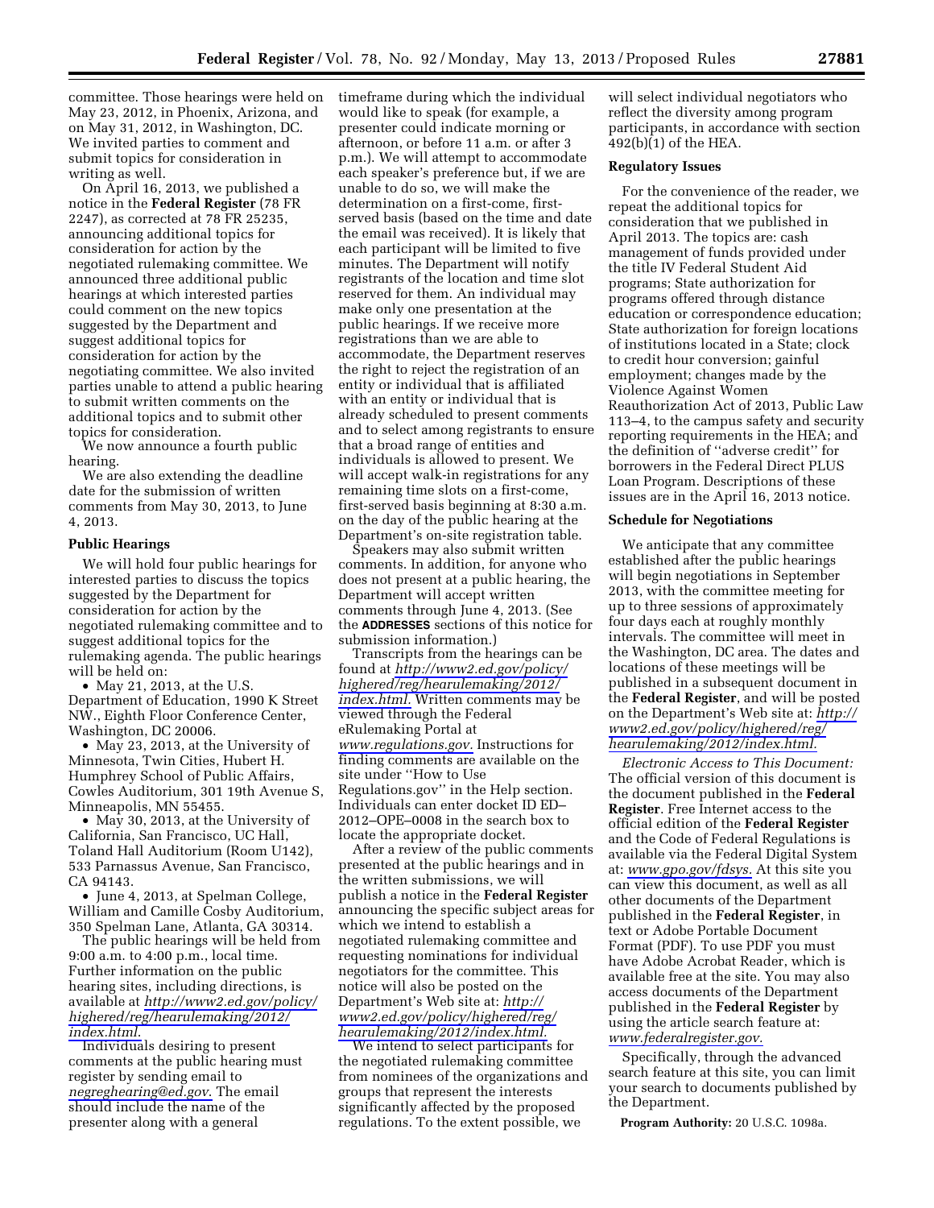committee. Those hearings were held on May 23, 2012, in Phoenix, Arizona, and on May 31, 2012, in Washington, DC. We invited parties to comment and submit topics for consideration in writing as well.

On April 16, 2013, we published a notice in the **Federal Register** (78 FR 2247), as corrected at 78 FR 25235, announcing additional topics for consideration for action by the negotiated rulemaking committee. We announced three additional public hearings at which interested parties could comment on the new topics suggested by the Department and suggest additional topics for consideration for action by the negotiating committee. We also invited parties unable to attend a public hearing to submit written comments on the additional topics and to submit other topics for consideration.

We now announce a fourth public hearing.

We are also extending the deadline date for the submission of written comments from May 30, 2013, to June 4, 2013.

**Public Hearings**

We will hold four public hearings for interested parties to discuss the topics suggested by the Department for consideration for action by the negotiated rulemaking committee and to suggest additional topics for the rulemaking agenda. The public hearings will be held on:

- May 21, 2013, at the U.S. Department of Education, 1990 K Street NW., Eighth Floor Conference Center, Washington, DC 20006.
- May 23, 2013, at the University of Minnesota, Twin Cities, Hubert H. Humphrey School of Public Affairs, Cowles Auditorium, 301 19th Avenue S, Minneapolis, MN 55455.
- May 30, 2013, at the University of California, San Francisco, UC Hall, Toland Hall Auditorium (Room U142), 533 Parnassus Avenue, San Francisco, CA 94143.
- June 4, 2013, at Spelman College, William and Camille Cosby Auditorium, 350 Spelman Lane, Atlanta, GA 30314.

The public hearings will be held from 9:00 a.m. to 4:00 p.m., local time. Further information on the public hearing sites, including directions, is available at *http://www2.ed.gov/policy/highered/reg/hearulemaking/2012/index.html*.

Individuals desiring to present comments at the public hearing must register by sending email to *negreghearing@ed.gov*. The email should include the name of the presenter along with a general timeframe during which the individual would like to speak (for example, a presenter could indicate morning or afternoon, or before 11 a.m. or after 3 p.m.). We will attempt to accommodate each speaker's preference but, if we are unable to do so, we will make the determination on a first-come, first-served basis (based on the time and date the email was received). It is likely that each participant will be limited to five minutes. The Department will notify registrants of the location and time slot reserved for them. An individual may make only one presentation at the public hearings. If we receive more registrations than we are able to accommodate, the Department reserves the right to reject the registration of an entity or individual that is affiliated with an entity or individual that is already scheduled to present comments and to select among registrants to ensure that a broad range of entities and individuals is allowed to present. We will accept walk-in registrations for any remaining time slots on a first-come, first-served basis beginning at 8:30 a.m. on the day of the public hearing at the Department's on-site registration table.

Speakers may also submit written comments. In addition, for anyone who does not present at a public hearing, the Department will accept written comments through June 4, 2013. (See the **ADDRESSES** sections of this notice for submission information.)

Transcripts from the hearings can be found at *http://www2.ed.gov/policy/highered/reg/hearulemaking/2012/index.html.* Written comments may be viewed through the Federal eRulemaking Portal at *www.regulations.gov.* Instructions for finding comments are available on the site under "How to Use Regulations.gov" in the Help section. Individuals can enter docket ID ED–2012–OPE–0008 in the search box to locate the appropriate docket.

After a review of the public comments presented at the public hearings and in the written submissions, we will publish a notice in the **Federal Register** announcing the specific subject areas for which we intend to establish a negotiated rulemaking committee and requesting nominations for individual negotiators for the committee. This notice will also be posted on the Department's Web site at: *http://www2.ed.gov/policy/highered/reg/hearulemaking/2012/index.html*.

We intend to select participants for the negotiated rulemaking committee from nominees of the organizations and groups that represent the interests significantly affected by the proposed regulations. To the extent possible, we will select individual negotiators who reflect the diversity among program participants, in accordance with section 492(b)(1) of the HEA.

**Regulatory Issues**

For the convenience of the reader, we repeat the additional topics for consideration that we published in April 2013. The topics are: cash management of funds provided under the title IV Federal Student Aid programs; State authorization for programs offered through distance education or correspondence education; State authorization for foreign locations of institutions located in a State; clock to credit hour conversion; gainful employment; changes made by the Violence Against Women Reauthorization Act of 2013, Public Law 113–4, to the campus safety and security reporting requirements in the HEA; and the definition of "adverse credit" for borrowers in the Federal Direct PLUS Loan Program. Descriptions of these issues are in the April 16, 2013 notice.

**Schedule for Negotiations**

We anticipate that any committee established after the public hearings will begin negotiations in September 2013, with the committee meeting for up to three sessions of approximately four days each at roughly monthly intervals. The committee will meet in the Washington, DC area. The dates and locations of these meetings will be published in a subsequent document in the **Federal Register**, and will be posted on the Department's Web site at: *http://www2.ed.gov/policy/highered/reg/hearulemaking/2012/index.html.*

*Electronic Access to This Document:* The official version of this document is the document published in the **Federal Register**. Free Internet access to the official edition of the **Federal Register** and the Code of Federal Regulations is available via the Federal Digital System at: *www.gpo.gov/fdsys.* At this site you can view this document, as well as all other documents of the Department published in the **Federal Register**, in text or Adobe Portable Document Format (PDF). To use PDF you must have Adobe Acrobat Reader, which is available free at the site. You may also access documents of the Department published in the **Federal Register** by using the article search feature at: *www.federalregister.gov.*

Specifically, through the advanced search feature at this site, you can limit your search to documents published by the Department.

**Program Authority:** 20 U.S.C. 1098a.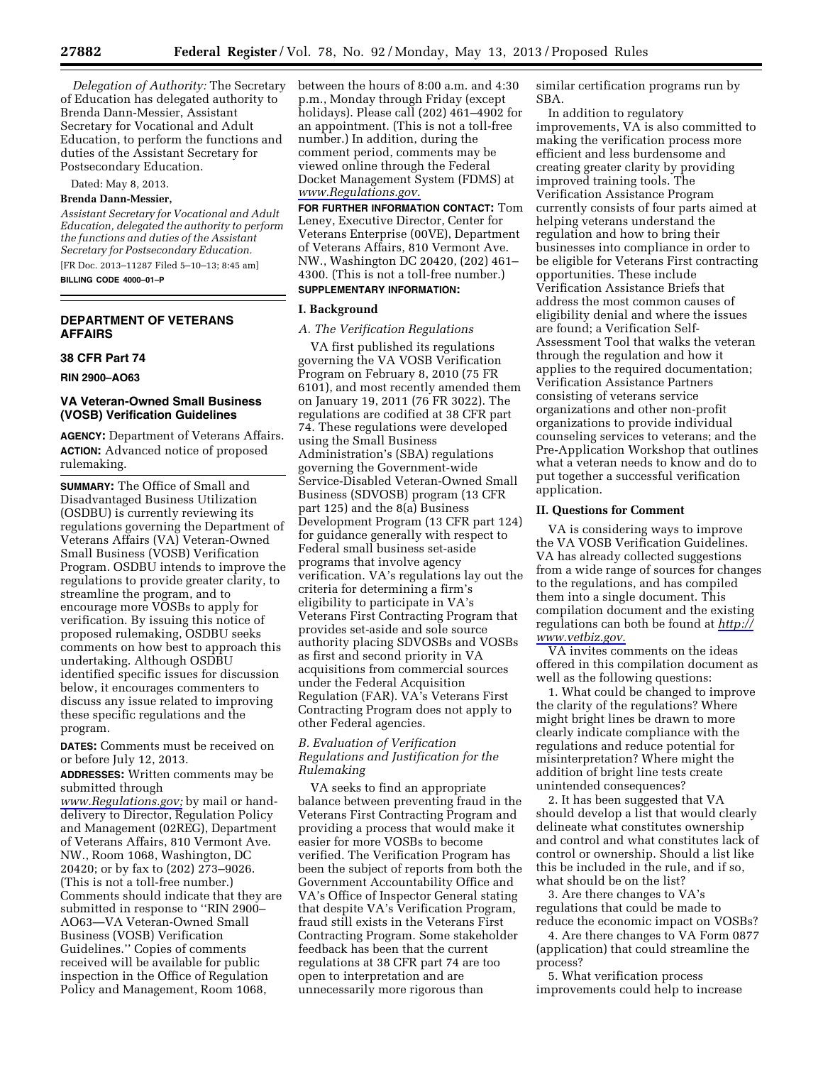*Delegation of Authority:* The Secretary of Education has delegated authority to Brenda Dann-Messier, Assistant Secretary for Vocational and Adult Education, to perform the functions and duties of the Assistant Secretary for Postsecondary Education.

Dated: May 8, 2013.

**Brenda Dann-Messier,**

*Assistant Secretary for Vocational and Adult Education, delegated the authority to perform the functions and duties of the Assistant Secretary for Postsecondary Education.*

[FR Doc. 2013–11287 Filed 5–10–13; 8:45 am]

**BILLING CODE 4000–01–P**

---

## DEPARTMENT OF VETERANS AFFAIRS

### 38 CFR Part 74

**RIN 2900–AO63**

### VA Veteran-Owned Small Business (VOSB) Verification Guidelines

**AGENCY:** Department of Veterans Affairs.

**ACTION:** Advanced notice of proposed rulemaking.

---

**SUMMARY:** The Office of Small and Disadvantaged Business Utilization (OSDBU) is currently reviewing its regulations governing the Department of Veterans Affairs (VA) Veteran-Owned Small Business (VOSB) Verification Program. OSDBU intends to improve the regulations to provide greater clarity, to streamline the program, and to encourage more VOSBs to apply for verification. By issuing this notice of proposed rulemaking, OSDBU seeks comments on how best to approach this undertaking. Although OSDBU identified specific issues for discussion below, it encourages commenters to discuss any issue related to improving these specific regulations and the program.

**DATES:** Comments must be received on or before July 12, 2013.

**ADDRESSES:** Written comments may be submitted through *www.Regulations.gov;* by mail or hand-delivery to Director, Regulation Policy and Management (02REG), Department of Veterans Affairs, 810 Vermont Ave. NW., Room 1068, Washington, DC 20420; or by fax to (202) 273–9026. (This is not a toll-free number.) Comments should indicate that they are submitted in response to ''RIN 2900–AO63—VA Veteran-Owned Small Business (VOSB) Verification Guidelines.'' Copies of comments received will be available for public inspection in the Office of Regulation Policy and Management, Room 1068, between the hours of 8:00 a.m. and 4:30 p.m., Monday through Friday (except holidays). Please call (202) 461–4902 for an appointment. (This is not a toll-free number.) In addition, during the comment period, comments may be viewed online through the Federal Docket Management System (FDMS) at *www.Regulations.gov.*

**FOR FURTHER INFORMATION CONTACT:** Tom Leney, Executive Director, Center for Veterans Enterprise (00VE), Department of Veterans Affairs, 810 Vermont Ave. NW., Washington DC 20420, (202) 461–4300. (This is not a toll-free number.)

**SUPPLEMENTARY INFORMATION:**

#### I. Background

*A. The Verification Regulations*

VA first published its regulations governing the VA VOSB Verification Program on February 8, 2010 (75 FR 6101), and most recently amended them on January 19, 2011 (76 FR 3022). The regulations are codified at 38 CFR part 74. These regulations were developed using the Small Business Administration's (SBA) regulations governing the Government-wide Service-Disabled Veteran-Owned Small Business (SDVOSB) program (13 CFR part 125) and the 8(a) Business Development Program (13 CFR part 124) for guidance generally with respect to Federal small business set-aside programs that involve agency verification. VA's regulations lay out the criteria for determining a firm's eligibility to participate in VA's Veterans First Contracting Program that provides set-aside and sole source authority placing SDVOSBs and VOSBs as first and second priority in VA acquisitions from commercial sources under the Federal Acquisition Regulation (FAR). VA's Veterans First Contracting Program does not apply to other Federal agencies.

*B. Evaluation of Verification Regulations and Justification for the Rulemaking*

VA seeks to find an appropriate balance between preventing fraud in the Veterans First Contracting Program and providing a process that would make it easier for more VOSBs to become verified. The Verification Program has been the subject of reports from both the Government Accountability Office and VA's Office of Inspector General stating that despite VA's Verification Program, fraud still exists in the Veterans First Contracting Program. Some stakeholder feedback has been that the current regulations at 38 CFR part 74 are too open to interpretation and are unnecessarily more rigorous than similar certification programs run by SBA.

In addition to regulatory improvements, VA is also committed to making the verification process more efficient and less burdensome and creating greater clarity by providing improved training tools. The Verification Assistance Program currently consists of four parts aimed at helping veterans understand the regulation and how to bring their businesses into compliance in order to be eligible for Veterans First contracting opportunities. These include Verification Assistance Briefs that address the most common causes of eligibility denial and where the issues are found; a Verification Self-Assessment Tool that walks the veteran through the regulation and how it applies to the required documentation; Verification Assistance Partners consisting of veterans service organizations and other non-profit organizations to provide individual counseling services to veterans; and the Pre-Application Workshop that outlines what a veteran needs to know and do to put together a successful verification application.

#### II. Questions for Comment

VA is considering ways to improve the VA VOSB Verification Guidelines. VA has already collected suggestions from a wide range of sources for changes to the regulations, and has compiled them into a single document. This compilation document and the existing regulations can both be found at *http://www.vetbiz.gov.*

VA invites comments on the ideas offered in this compilation document as well as the following questions:

1. What could be changed to improve the clarity of the regulations? Where might bright lines be drawn to more clearly indicate compliance with the regulations and reduce potential for misinterpretation? Where might the addition of bright line tests create unintended consequences?

2. It has been suggested that VA should develop a list that would clearly delineate what constitutes ownership and control and what constitutes lack of control or ownership. Should a list like this be included in the rule, and if so, what should be on the list?

3. Are there changes to VA's regulations that could be made to reduce the economic impact on VOSBs?

4. Are there changes to VA Form 0877 (application) that could streamline the process?

5. What verification process improvements could help to increase